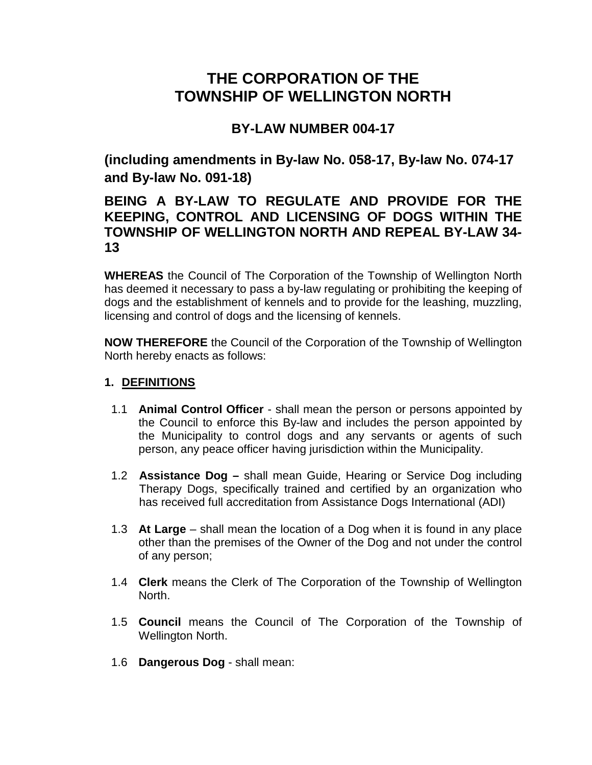# THE CORPORATION OF THE TOWNSHIP OF WELLINGTON NORTH

## BY-LAW NUMBER 004-17

## (including amendments in By-law No. 058-17, By-law No. 074-17 and By-law No. 091-18)

## BEING A BY-LAW TO REGULATE AND PROVIDE FOR THE KEEPING, CONTROL AND LICENSING OF DOGS WITHIN THE TOWNSHIP OF WELLINGTON NORTH AND REPEAL BY-LAW 34-13

**WHEREAS** the Council of The Corporation of the Township of Wellington North has deemed it necessary to pass a by-law regulating or prohibiting the keeping of dogs and the establishment of kennels and to provide for the leashing, muzzling, licensing and control of dogs and the licensing of kennels.

**NOW THEREFORE** the Council of the Corporation of the Township of Wellington North hereby enacts as follows:

### 1. DEFINITIONS

1.1 **Animal Control Officer** - shall mean the person or persons appointed by the Council to enforce this By-law and includes the person appointed by the Municipality to control dogs and any servants or agents of such person, any peace officer having jurisdiction within the Municipality.

1.2 **Assistance Dog –** shall mean Guide, Hearing or Service Dog including Therapy Dogs, specifically trained and certified by an organization who has received full accreditation from Assistance Dogs International (ADI)

1.3 **At Large** – shall mean the location of a Dog when it is found in any place other than the premises of the Owner of the Dog and not under the control of any person;

1.4 **Clerk** means the Clerk of The Corporation of the Township of Wellington North.

1.5 **Council** means the Council of The Corporation of the Township of Wellington North.

1.6 **Dangerous Dog** - shall mean: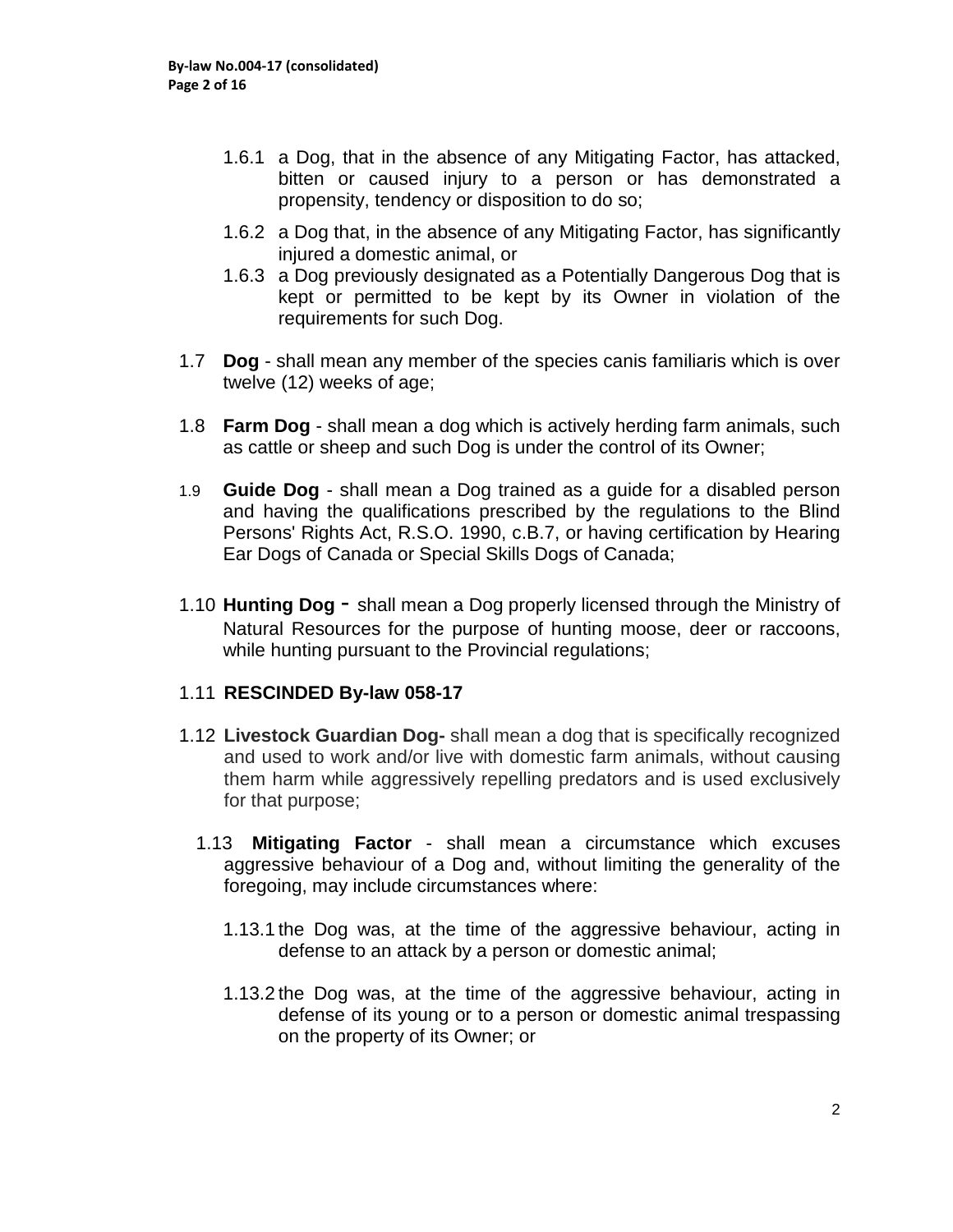1.6.1 a Dog, that in the absence of any Mitigating Factor, has attacked, bitten or caused injury to a person or has demonstrated a propensity, tendency or disposition to do so;

1.6.2 a Dog that, in the absence of any Mitigating Factor, has significantly injured a domestic animal, or

1.6.3 a Dog previously designated as a Potentially Dangerous Dog that is kept or permitted to be kept by its Owner in violation of the requirements for such Dog.

1.7 **Dog** - shall mean any member of the species canis familiaris which is over twelve (12) weeks of age;

1.8 **Farm Dog** - shall mean a dog which is actively herding farm animals, such as cattle or sheep and such Dog is under the control of its Owner;

1.9 **Guide Dog** - shall mean a Dog trained as a guide for a disabled person and having the qualifications prescribed by the regulations to the Blind Persons' Rights Act, R.S.O. 1990, c.B.7, or having certification by Hearing Ear Dogs of Canada or Special Skills Dogs of Canada;

1.10 **Hunting Dog** - shall mean a Dog properly licensed through the Ministry of Natural Resources for the purpose of hunting moose, deer or raccoons, while hunting pursuant to the Provincial regulations;

1.11 **RESCINDED By-law 058-17**

1.12 **Livestock Guardian Dog-** shall mean a dog that is specifically recognized and used to work and/or live with domestic farm animals, without causing them harm while aggressively repelling predators and is used exclusively for that purpose;

1.13 **Mitigating Factor** - shall mean a circumstance which excuses aggressive behaviour of a Dog and, without limiting the generality of the foregoing, may include circumstances where:

1.13.1 the Dog was, at the time of the aggressive behaviour, acting in defense to an attack by a person or domestic animal;

1.13.2 the Dog was, at the time of the aggressive behaviour, acting in defense of its young or to a person or domestic animal trespassing on the property of its Owner; or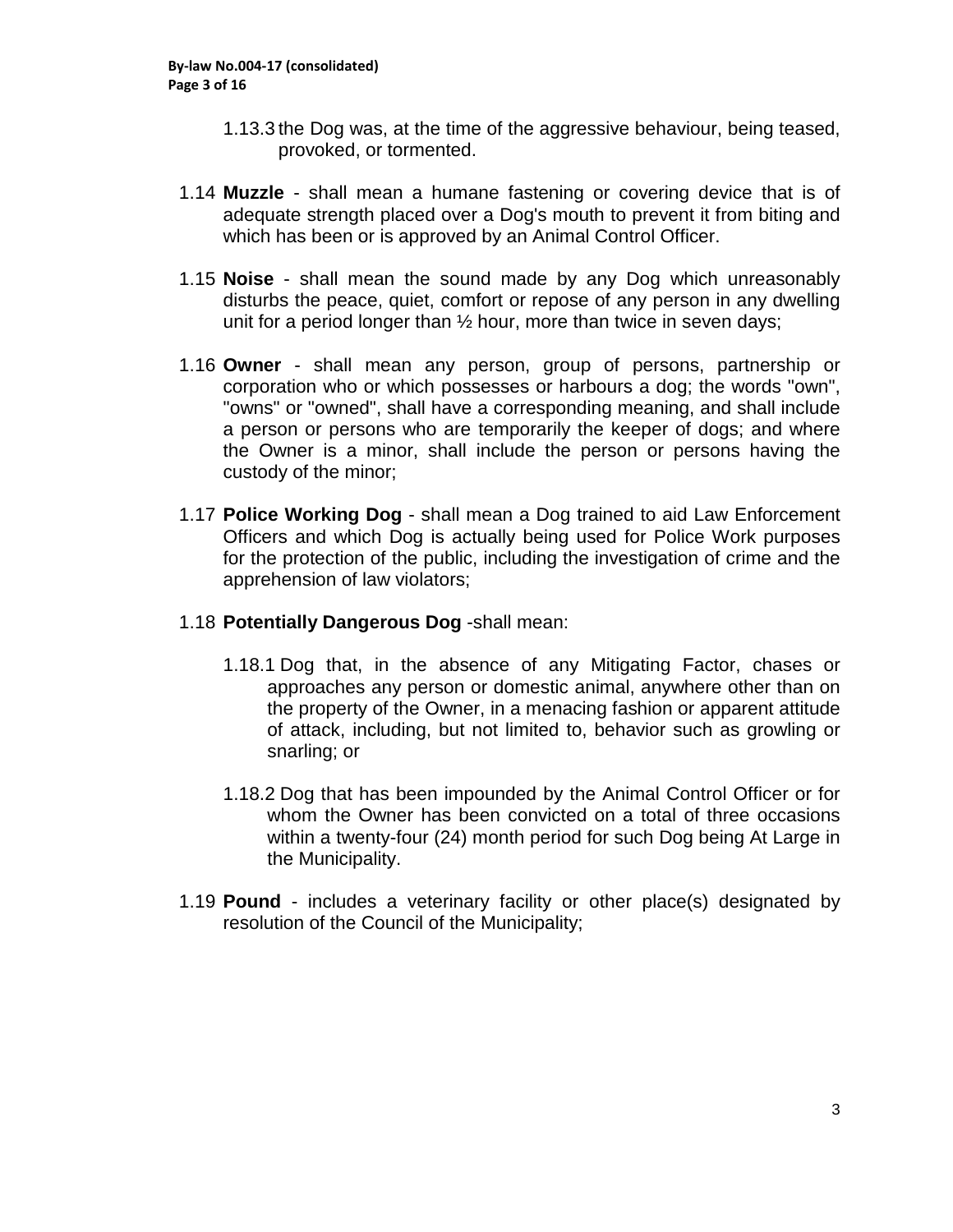1.13.3 the Dog was, at the time of the aggressive behaviour, being teased, provoked, or tormented.

1.14 **Muzzle** - shall mean a humane fastening or covering device that is of adequate strength placed over a Dog's mouth to prevent it from biting and which has been or is approved by an Animal Control Officer.

1.15 **Noise** - shall mean the sound made by any Dog which unreasonably disturbs the peace, quiet, comfort or repose of any person in any dwelling unit for a period longer than ½ hour, more than twice in seven days;

1.16 **Owner** - shall mean any person, group of persons, partnership or corporation who or which possesses or harbours a dog; the words "own", "owns" or "owned", shall have a corresponding meaning, and shall include a person or persons who are temporarily the keeper of dogs; and where the Owner is a minor, shall include the person or persons having the custody of the minor;

1.17 **Police Working Dog** - shall mean a Dog trained to aid Law Enforcement Officers and which Dog is actually being used for Police Work purposes for the protection of the public, including the investigation of crime and the apprehension of law violators;

1.18 **Potentially Dangerous Dog** -shall mean:

1.18.1 Dog that, in the absence of any Mitigating Factor, chases or approaches any person or domestic animal, anywhere other than on the property of the Owner, in a menacing fashion or apparent attitude of attack, including, but not limited to, behavior such as growling or snarling; or

1.18.2 Dog that has been impounded by the Animal Control Officer or for whom the Owner has been convicted on a total of three occasions within a twenty-four (24) month period for such Dog being At Large in the Municipality.

1.19 **Pound** - includes a veterinary facility or other place(s) designated by resolution of the Council of the Municipality;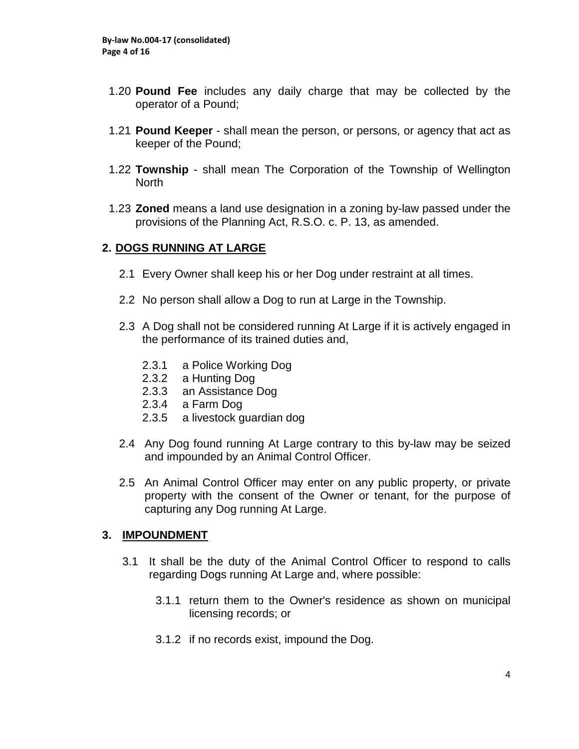1.20 **Pound Fee** includes any daily charge that may be collected by the operator of a Pound;

1.21 **Pound Keeper** - shall mean the person, or persons, or agency that act as keeper of the Pound;

1.22 **Township** - shall mean The Corporation of the Township of Wellington North

1.23 **Zoned** means a land use designation in a zoning by-law passed under the provisions of the Planning Act, R.S.O. c. P. 13, as amended.

## 2. DOGS RUNNING AT LARGE

2.1 Every Owner shall keep his or her Dog under restraint at all times.

2.2 No person shall allow a Dog to run at Large in the Township.

2.3 A Dog shall not be considered running At Large if it is actively engaged in the performance of its trained duties and,

- 2.3.1 a Police Working Dog
- 2.3.2 a Hunting Dog
- 2.3.3 an Assistance Dog
- 2.3.4 a Farm Dog
- 2.3.5 a livestock guardian dog

2.4 Any Dog found running At Large contrary to this by-law may be seized and impounded by an Animal Control Officer.

2.5 An Animal Control Officer may enter on any public property, or private property with the consent of the Owner or tenant, for the purpose of capturing any Dog running At Large.

## 3. IMPOUNDMENT

3.1 It shall be the duty of the Animal Control Officer to respond to calls regarding Dogs running At Large and, where possible:

3.1.1 return them to the Owner's residence as shown on municipal licensing records; or

3.1.2 if no records exist, impound the Dog.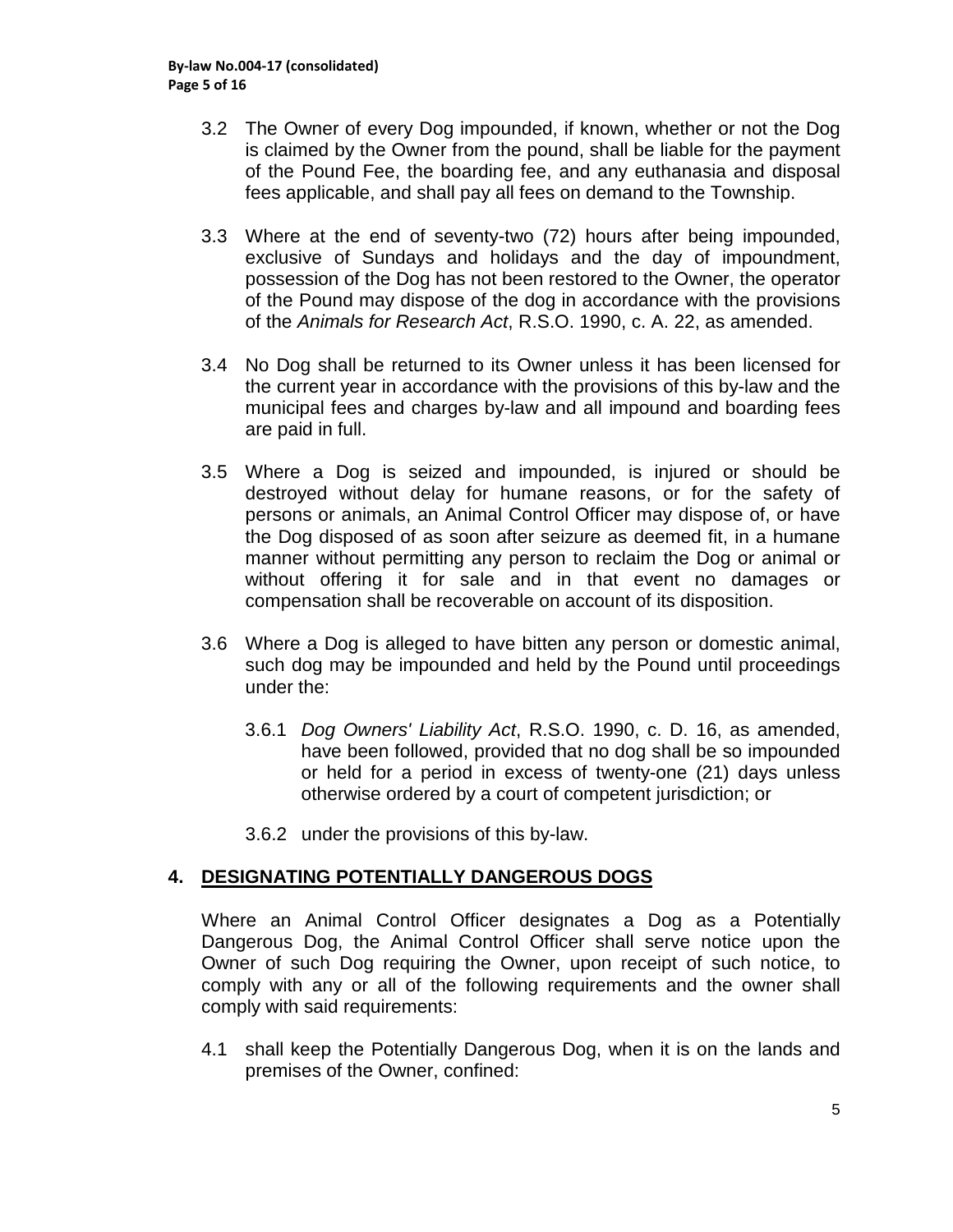3.2 The Owner of every Dog impounded, if known, whether or not the Dog is claimed by the Owner from the pound, shall be liable for the payment of the Pound Fee, the boarding fee, and any euthanasia and disposal fees applicable, and shall pay all fees on demand to the Township.

3.3 Where at the end of seventy-two (72) hours after being impounded, exclusive of Sundays and holidays and the day of impoundment, possession of the Dog has not been restored to the Owner, the operator of the Pound may dispose of the dog in accordance with the provisions of the *Animals for Research Act*, R.S.O. 1990, c. A. 22, as amended.

3.4 No Dog shall be returned to its Owner unless it has been licensed for the current year in accordance with the provisions of this by-law and the municipal fees and charges by-law and all impound and boarding fees are paid in full.

3.5 Where a Dog is seized and impounded, is injured or should be destroyed without delay for humane reasons, or for the safety of persons or animals, an Animal Control Officer may dispose of, or have the Dog disposed of as soon after seizure as deemed fit, in a humane manner without permitting any person to reclaim the Dog or animal or without offering it for sale and in that event no damages or compensation shall be recoverable on account of its disposition.

3.6 Where a Dog is alleged to have bitten any person or domestic animal, such dog may be impounded and held by the Pound until proceedings under the:

3.6.1 *Dog Owners' Liability Act*, R.S.O. 1990, c. D. 16, as amended, have been followed, provided that no dog shall be so impounded or held for a period in excess of twenty-one (21) days unless otherwise ordered by a court of competent jurisdiction; or

3.6.2 under the provisions of this by-law.

## 4. DESIGNATING POTENTIALLY DANGEROUS DOGS

Where an Animal Control Officer designates a Dog as a Potentially Dangerous Dog, the Animal Control Officer shall serve notice upon the Owner of such Dog requiring the Owner, upon receipt of such notice, to comply with any or all of the following requirements and the owner shall comply with said requirements:

4.1 shall keep the Potentially Dangerous Dog, when it is on the lands and premises of the Owner, confined: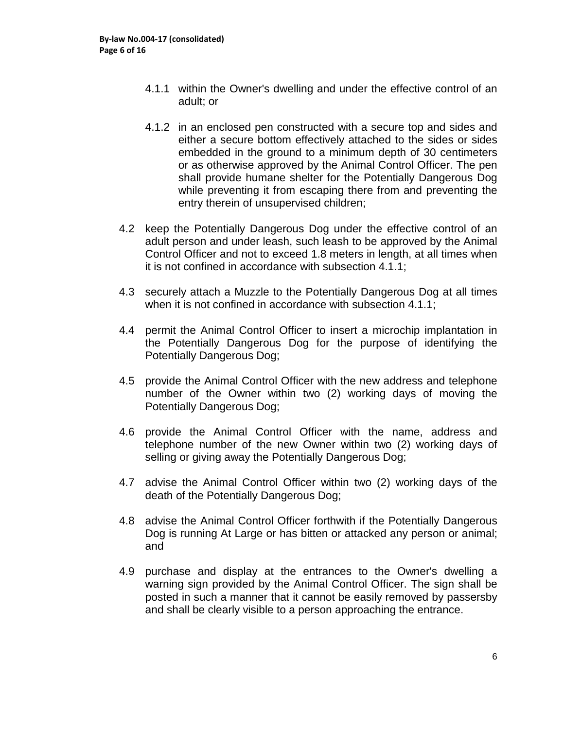4.1.1 within the Owner's dwelling and under the effective control of an adult; or

4.1.2 in an enclosed pen constructed with a secure top and sides and either a secure bottom effectively attached to the sides or sides embedded in the ground to a minimum depth of 30 centimeters or as otherwise approved by the Animal Control Officer. The pen shall provide humane shelter for the Potentially Dangerous Dog while preventing it from escaping there from and preventing the entry therein of unsupervised children;

4.2 keep the Potentially Dangerous Dog under the effective control of an adult person and under leash, such leash to be approved by the Animal Control Officer and not to exceed 1.8 meters in length, at all times when it is not confined in accordance with subsection 4.1.1;

4.3 securely attach a Muzzle to the Potentially Dangerous Dog at all times when it is not confined in accordance with subsection 4.1.1;

4.4 permit the Animal Control Officer to insert a microchip implantation in the Potentially Dangerous Dog for the purpose of identifying the Potentially Dangerous Dog;

4.5 provide the Animal Control Officer with the new address and telephone number of the Owner within two (2) working days of moving the Potentially Dangerous Dog;

4.6 provide the Animal Control Officer with the name, address and telephone number of the new Owner within two (2) working days of selling or giving away the Potentially Dangerous Dog;

4.7 advise the Animal Control Officer within two (2) working days of the death of the Potentially Dangerous Dog;

4.8 advise the Animal Control Officer forthwith if the Potentially Dangerous Dog is running At Large or has bitten or attacked any person or animal; and

4.9 purchase and display at the entrances to the Owner's dwelling a warning sign provided by the Animal Control Officer. The sign shall be posted in such a manner that it cannot be easily removed by passersby and shall be clearly visible to a person approaching the entrance.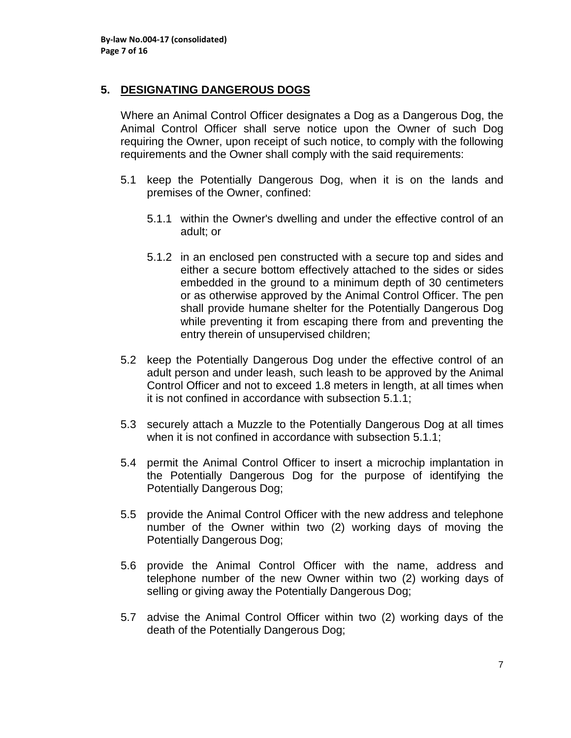## 5. DESIGNATING DANGEROUS DOGS

Where an Animal Control Officer designates a Dog as a Dangerous Dog, the Animal Control Officer shall serve notice upon the Owner of such Dog requiring the Owner, upon receipt of such notice, to comply with the following requirements and the Owner shall comply with the said requirements:

5.1 keep the Potentially Dangerous Dog, when it is on the lands and premises of the Owner, confined:

5.1.1 within the Owner's dwelling and under the effective control of an adult; or

5.1.2 in an enclosed pen constructed with a secure top and sides and either a secure bottom effectively attached to the sides or sides embedded in the ground to a minimum depth of 30 centimeters or as otherwise approved by the Animal Control Officer. The pen shall provide humane shelter for the Potentially Dangerous Dog while preventing it from escaping there from and preventing the entry therein of unsupervised children;

5.2 keep the Potentially Dangerous Dog under the effective control of an adult person and under leash, such leash to be approved by the Animal Control Officer and not to exceed 1.8 meters in length, at all times when it is not confined in accordance with subsection 5.1.1;

5.3 securely attach a Muzzle to the Potentially Dangerous Dog at all times when it is not confined in accordance with subsection 5.1.1;

5.4 permit the Animal Control Officer to insert a microchip implantation in the Potentially Dangerous Dog for the purpose of identifying the Potentially Dangerous Dog;

5.5 provide the Animal Control Officer with the new address and telephone number of the Owner within two (2) working days of moving the Potentially Dangerous Dog;

5.6 provide the Animal Control Officer with the name, address and telephone number of the new Owner within two (2) working days of selling or giving away the Potentially Dangerous Dog;

5.7 advise the Animal Control Officer within two (2) working days of the death of the Potentially Dangerous Dog;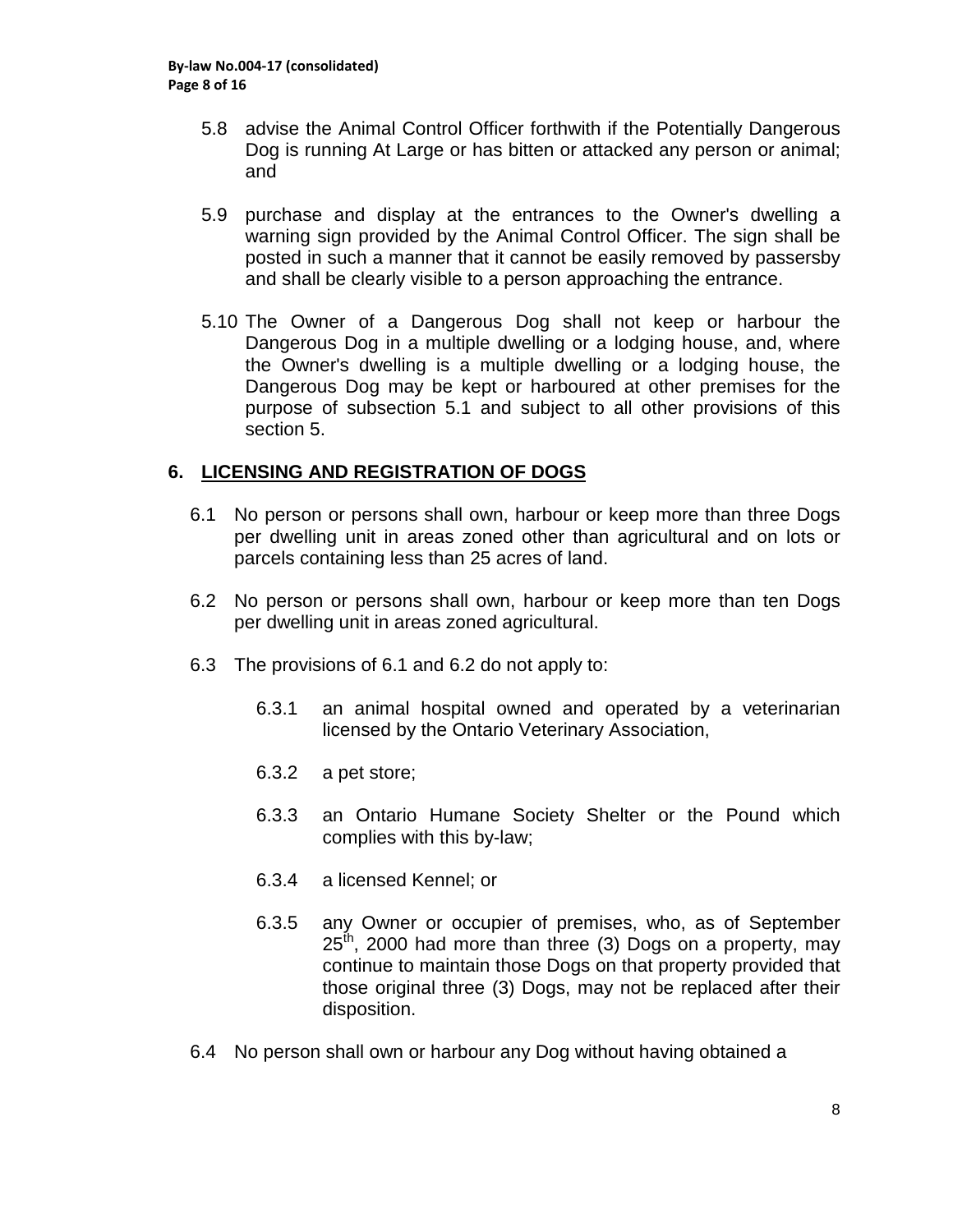5.8 advise the Animal Control Officer forthwith if the Potentially Dangerous Dog is running At Large or has bitten or attacked any person or animal; and

5.9 purchase and display at the entrances to the Owner's dwelling a warning sign provided by the Animal Control Officer. The sign shall be posted in such a manner that it cannot be easily removed by passersby and shall be clearly visible to a person approaching the entrance.

5.10 The Owner of a Dangerous Dog shall not keep or harbour the Dangerous Dog in a multiple dwelling or a lodging house, and, where the Owner's dwelling is a multiple dwelling or a lodging house, the Dangerous Dog may be kept or harboured at other premises for the purpose of subsection 5.1 and subject to all other provisions of this section 5.

## 6. LICENSING AND REGISTRATION OF DOGS

6.1 No person or persons shall own, harbour or keep more than three Dogs per dwelling unit in areas zoned other than agricultural and on lots or parcels containing less than 25 acres of land.

6.2 No person or persons shall own, harbour or keep more than ten Dogs per dwelling unit in areas zoned agricultural.

6.3 The provisions of 6.1 and 6.2 do not apply to:

6.3.1 an animal hospital owned and operated by a veterinarian licensed by the Ontario Veterinary Association,

6.3.2 a pet store;

6.3.3 an Ontario Humane Society Shelter or the Pound which complies with this by-law;

6.3.4 a licensed Kennel; or

6.3.5 any Owner or occupier of premises, who, as of September 25th, 2000 had more than three (3) Dogs on a property, may continue to maintain those Dogs on that property provided that those original three (3) Dogs, may not be replaced after their disposition.

6.4 No person shall own or harbour any Dog without having obtained a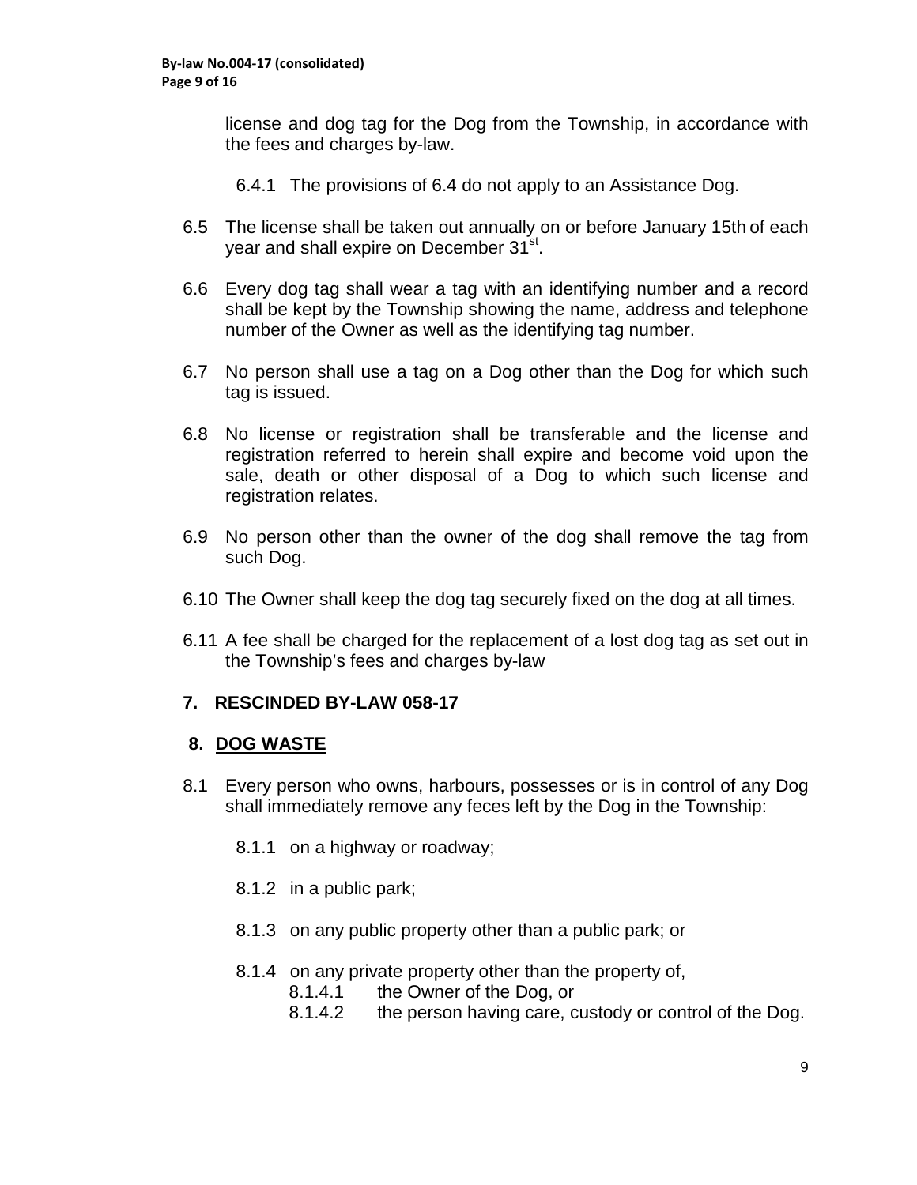license and dog tag for the Dog from the Township, in accordance with the fees and charges by-law.

6.4.1 The provisions of 6.4 do not apply to an Assistance Dog.

6.5 The license shall be taken out annually on or before January 15th of each year and shall expire on December 31st.

6.6 Every dog tag shall wear a tag with an identifying number and a record shall be kept by the Township showing the name, address and telephone number of the Owner as well as the identifying tag number.

6.7 No person shall use a tag on a Dog other than the Dog for which such tag is issued.

6.8 No license or registration shall be transferable and the license and registration referred to herein shall expire and become void upon the sale, death or other disposal of a Dog to which such license and registration relates.

6.9 No person other than the owner of the dog shall remove the tag from such Dog.

6.10 The Owner shall keep the dog tag securely fixed on the dog at all times.

6.11 A fee shall be charged for the replacement of a lost dog tag as set out in the Township's fees and charges by-law

## 7. RESCINDED BY-LAW 058-17

## 8. <u>DOG WASTE</u>

8.1 Every person who owns, harbours, possesses or is in control of any Dog shall immediately remove any feces left by the Dog in the Township:

8.1.1 on a highway or roadway;

8.1.2 in a public park;

8.1.3 on any public property other than a public park; or

8.1.4 on any private property other than the property of,

8.1.4.1 the Owner of the Dog, or

8.1.4.2 the person having care, custody or control of the Dog.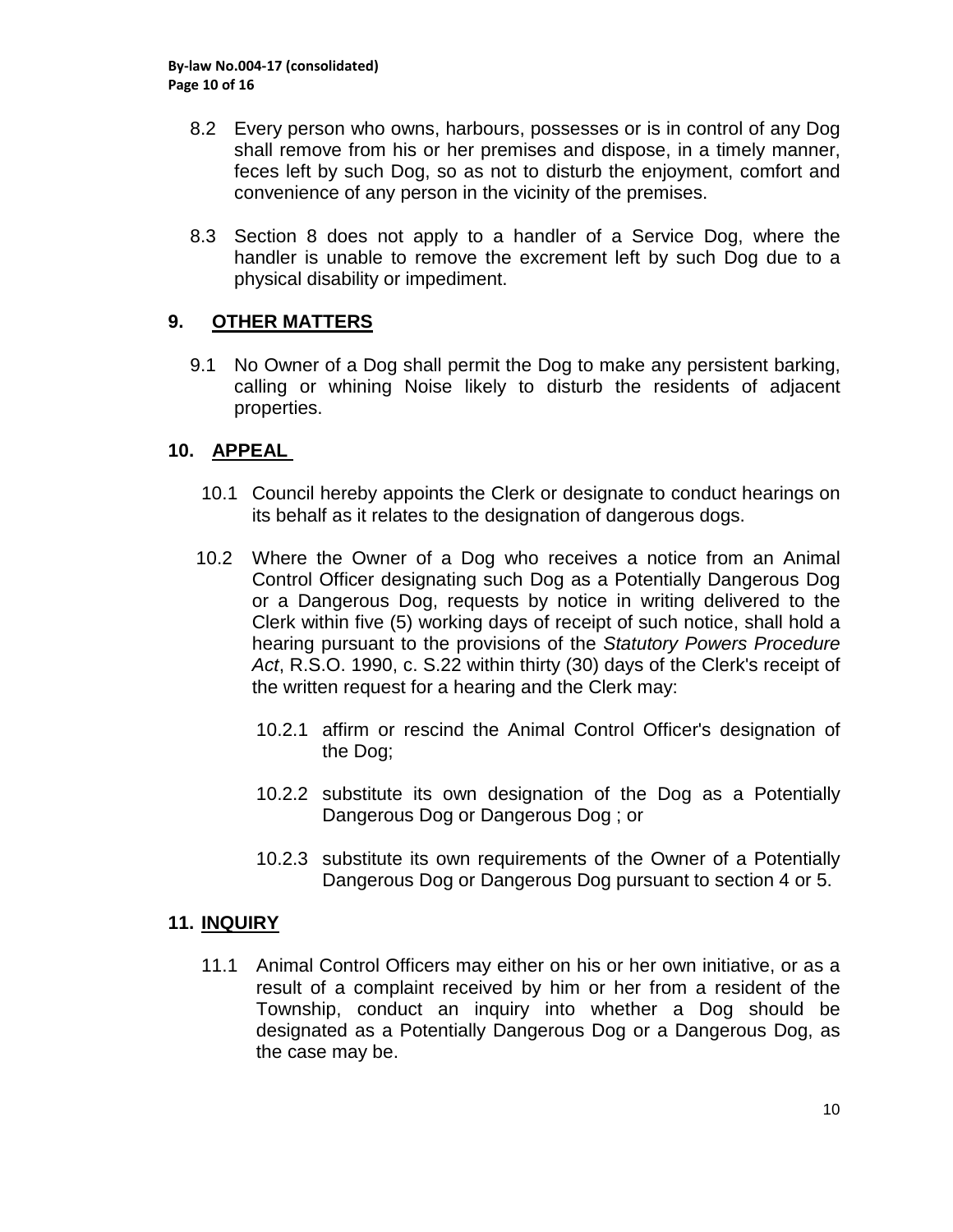8.2 Every person who owns, harbours, possesses or is in control of any Dog shall remove from his or her premises and dispose, in a timely manner, feces left by such Dog, so as not to disturb the enjoyment, comfort and convenience of any person in the vicinity of the premises.

8.3 Section 8 does not apply to a handler of a Service Dog, where the handler is unable to remove the excrement left by such Dog due to a physical disability or impediment.

## 9. OTHER MATTERS

9.1 No Owner of a Dog shall permit the Dog to make any persistent barking, calling or whining Noise likely to disturb the residents of adjacent properties.

## 10. APPEAL

10.1 Council hereby appoints the Clerk or designate to conduct hearings on its behalf as it relates to the designation of dangerous dogs.

10.2 Where the Owner of a Dog who receives a notice from an Animal Control Officer designating such Dog as a Potentially Dangerous Dog or a Dangerous Dog, requests by notice in writing delivered to the Clerk within five (5) working days of receipt of such notice, shall hold a hearing pursuant to the provisions of the *Statutory Powers Procedure Act*, R.S.O. 1990, c. S.22 within thirty (30) days of the Clerk's receipt of the written request for a hearing and the Clerk may:

10.2.1 affirm or rescind the Animal Control Officer's designation of the Dog;

10.2.2 substitute its own designation of the Dog as a Potentially Dangerous Dog or Dangerous Dog ; or

10.2.3 substitute its own requirements of the Owner of a Potentially Dangerous Dog or Dangerous Dog pursuant to section 4 or 5.

## 11. INQUIRY

11.1 Animal Control Officers may either on his or her own initiative, or as a result of a complaint received by him or her from a resident of the Township, conduct an inquiry into whether a Dog should be designated as a Potentially Dangerous Dog or a Dangerous Dog, as the case may be.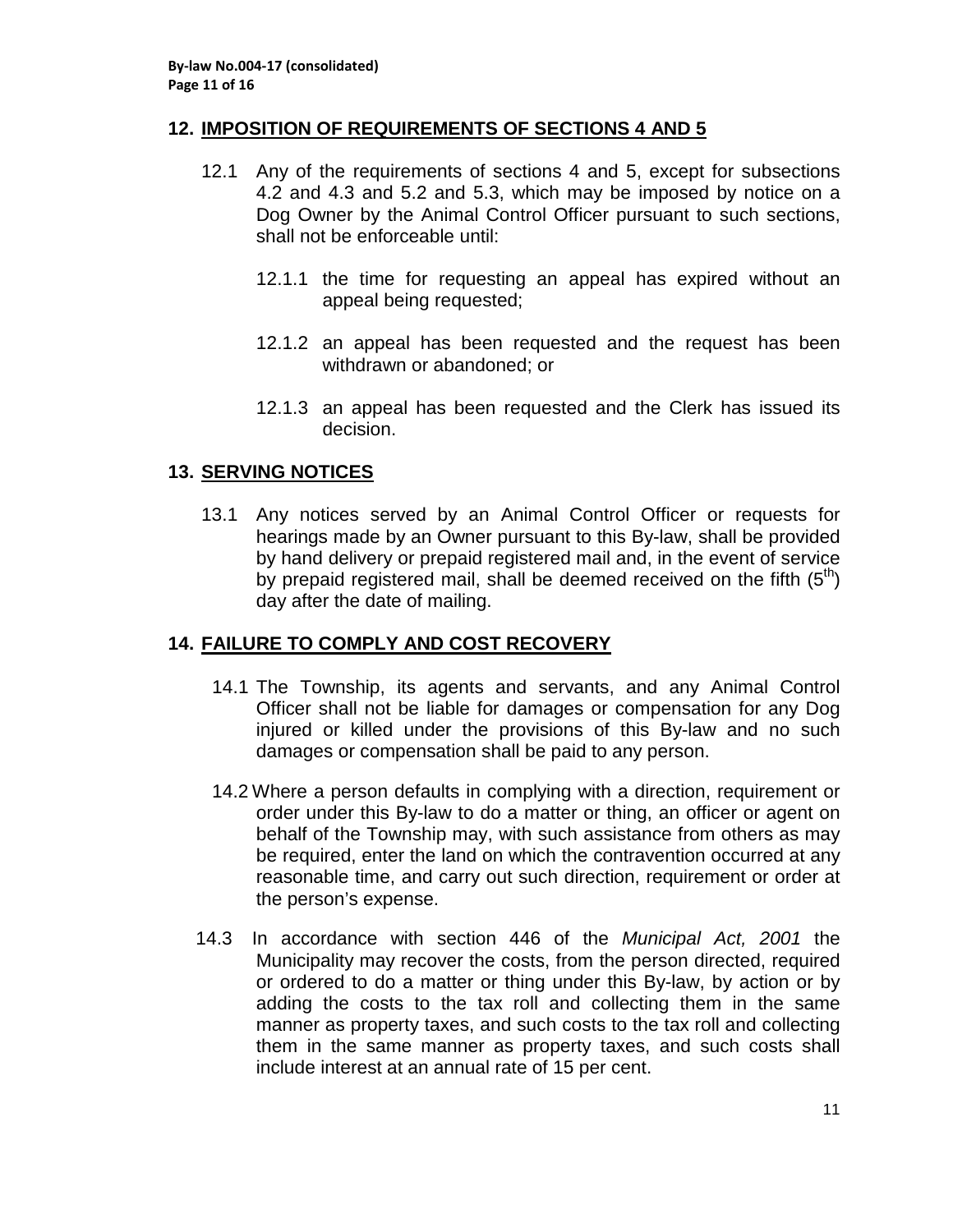## 12. IMPOSITION OF REQUIREMENTS OF SECTIONS 4 AND 5

12.1 Any of the requirements of sections 4 and 5, except for subsections 4.2 and 4.3 and 5.2 and 5.3, which may be imposed by notice on a Dog Owner by the Animal Control Officer pursuant to such sections, shall not be enforceable until:

12.1.1 the time for requesting an appeal has expired without an appeal being requested;

12.1.2 an appeal has been requested and the request has been withdrawn or abandoned; or

12.1.3 an appeal has been requested and the Clerk has issued its decision.

## 13. SERVING NOTICES

13.1 Any notices served by an Animal Control Officer or requests for hearings made by an Owner pursuant to this By-law, shall be provided by hand delivery or prepaid registered mail and, in the event of service by prepaid registered mail, shall be deemed received on the fifth (5th) day after the date of mailing.

## 14. FAILURE TO COMPLY AND COST RECOVERY

14.1 The Township, its agents and servants, and any Animal Control Officer shall not be liable for damages or compensation for any Dog injured or killed under the provisions of this By-law and no such damages or compensation shall be paid to any person.

14.2 Where a person defaults in complying with a direction, requirement or order under this By-law to do a matter or thing, an officer or agent on behalf of the Township may, with such assistance from others as may be required, enter the land on which the contravention occurred at any reasonable time, and carry out such direction, requirement or order at the person's expense.

14.3 In accordance with section 446 of the *Municipal Act, 2001* the Municipality may recover the costs, from the person directed, required or ordered to do a matter or thing under this By-law, by action or by adding the costs to the tax roll and collecting them in the same manner as property taxes, and such costs to the tax roll and collecting them in the same manner as property taxes, and such costs shall include interest at an annual rate of 15 per cent.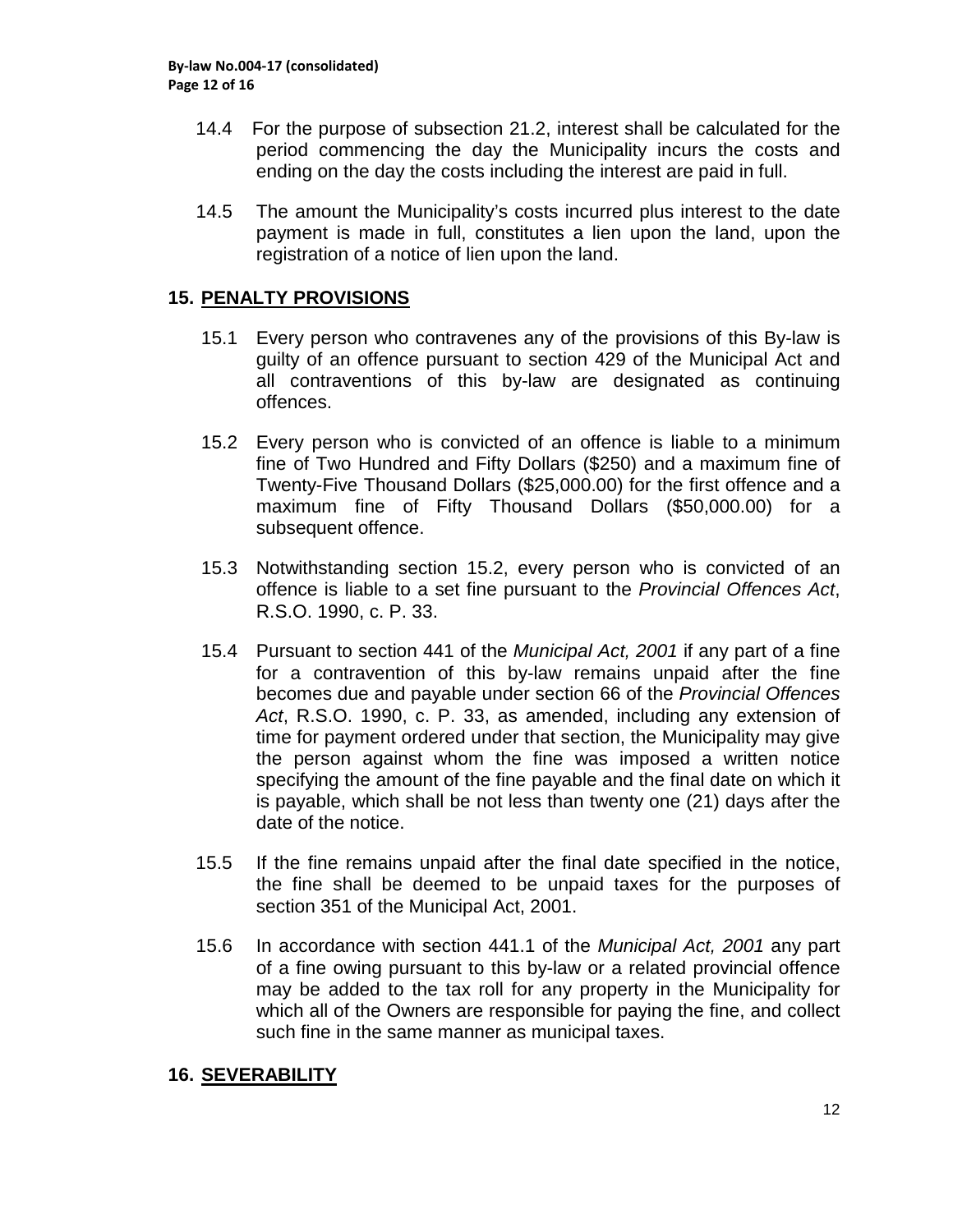14.4 For the purpose of subsection 21.2, interest shall be calculated for the period commencing the day the Municipality incurs the costs and ending on the day the costs including the interest are paid in full.

14.5 The amount the Municipality's costs incurred plus interest to the date payment is made in full, constitutes a lien upon the land, upon the registration of a notice of lien upon the land.

## 15. PENALTY PROVISIONS

15.1 Every person who contravenes any of the provisions of this By-law is guilty of an offence pursuant to section 429 of the Municipal Act and all contraventions of this by-law are designated as continuing offences.

15.2 Every person who is convicted of an offence is liable to a minimum fine of Two Hundred and Fifty Dollars ($250) and a maximum fine of Twenty-Five Thousand Dollars ($25,000.00) for the first offence and a maximum fine of Fifty Thousand Dollars ($50,000.00) for a subsequent offence.

15.3 Notwithstanding section 15.2, every person who is convicted of an offence is liable to a set fine pursuant to the *Provincial Offences Act*, R.S.O. 1990, c. P. 33.

15.4 Pursuant to section 441 of the *Municipal Act, 2001* if any part of a fine for a contravention of this by-law remains unpaid after the fine becomes due and payable under section 66 of the *Provincial Offences Act*, R.S.O. 1990, c. P. 33, as amended, including any extension of time for payment ordered under that section, the Municipality may give the person against whom the fine was imposed a written notice specifying the amount of the fine payable and the final date on which it is payable, which shall be not less than twenty one (21) days after the date of the notice.

15.5 If the fine remains unpaid after the final date specified in the notice, the fine shall be deemed to be unpaid taxes for the purposes of section 351 of the Municipal Act, 2001.

15.6 In accordance with section 441.1 of the *Municipal Act, 2001* any part of a fine owing pursuant to this by-law or a related provincial offence may be added to the tax roll for any property in the Municipality for which all of the Owners are responsible for paying the fine, and collect such fine in the same manner as municipal taxes.

## 16. SEVERABILITY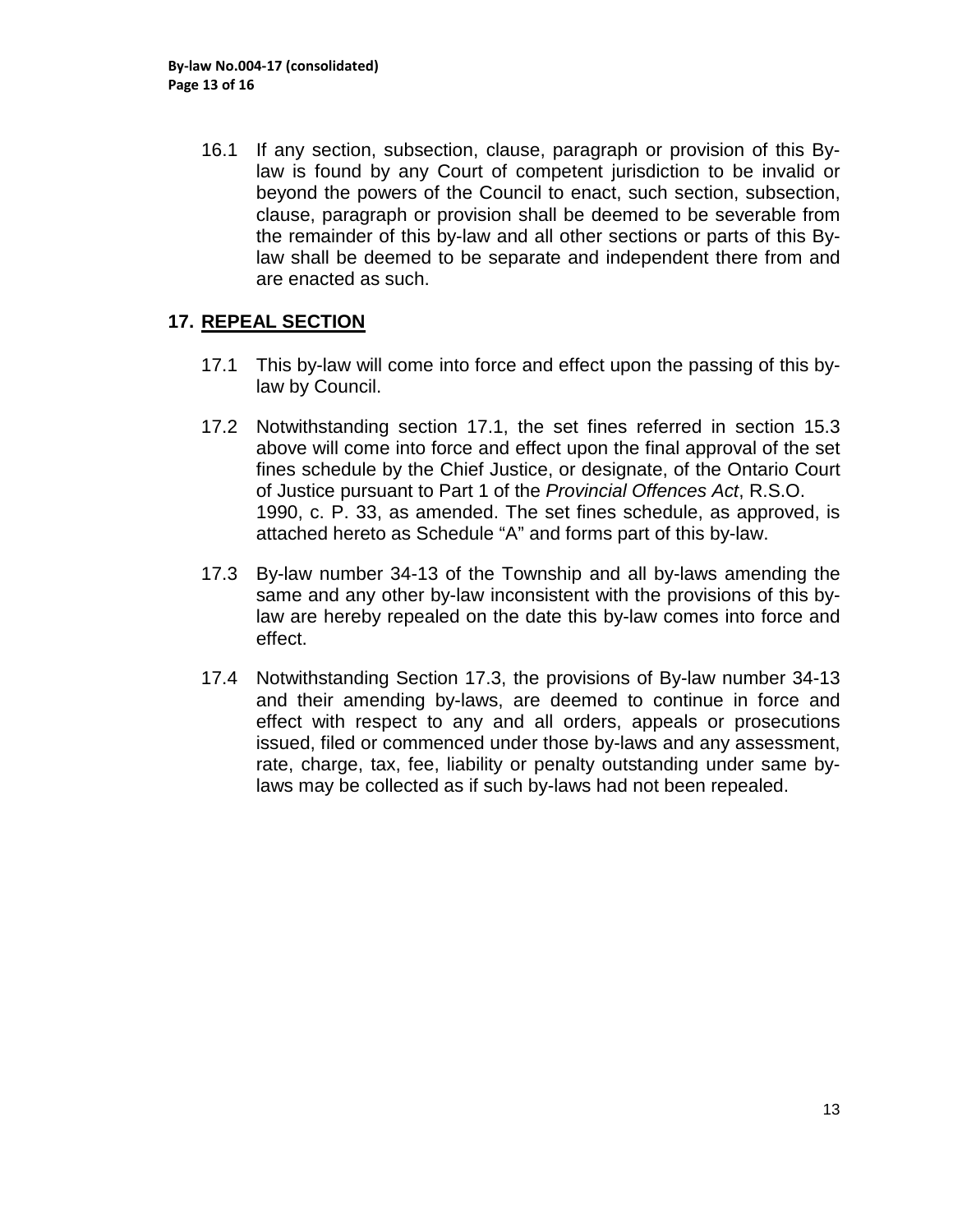16.1 If any section, subsection, clause, paragraph or provision of this By-law is found by any Court of competent jurisdiction to be invalid or beyond the powers of the Council to enact, such section, subsection, clause, paragraph or provision shall be deemed to be severable from the remainder of this by-law and all other sections or parts of this By-law shall be deemed to be separate and independent there from and are enacted as such.

## 17. REPEAL SECTION

17.1 This by-law will come into force and effect upon the passing of this by-law by Council.

17.2 Notwithstanding section 17.1, the set fines referred in section 15.3 above will come into force and effect upon the final approval of the set fines schedule by the Chief Justice, or designate, of the Ontario Court of Justice pursuant to Part 1 of the *Provincial Offences Act*, R.S.O. 1990, c. P. 33, as amended. The set fines schedule, as approved, is attached hereto as Schedule "A" and forms part of this by-law.

17.3 By-law number 34-13 of the Township and all by-laws amending the same and any other by-law inconsistent with the provisions of this by-law are hereby repealed on the date this by-law comes into force and effect.

17.4 Notwithstanding Section 17.3, the provisions of By-law number 34-13 and their amending by-laws, are deemed to continue in force and effect with respect to any and all orders, appeals or prosecutions issued, filed or commenced under those by-laws and any assessment, rate, charge, tax, fee, liability or penalty outstanding under same by-laws may be collected as if such by-laws had not been repealed.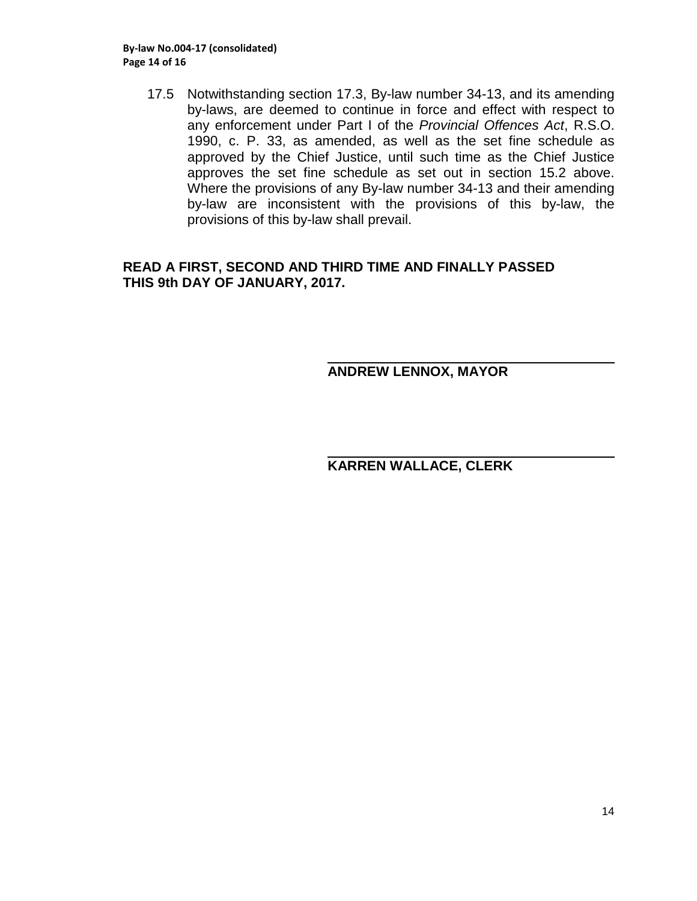17.5 Notwithstanding section 17.3, By-law number 34-13, and its amending by-laws, are deemed to continue in force and effect with respect to any enforcement under Part I of the *Provincial Offences Act*, R.S.O. 1990, c. P. 33, as amended, as well as the set fine schedule as approved by the Chief Justice, until such time as the Chief Justice approves the set fine schedule as set out in section 15.2 above. Where the provisions of any By-law number 34-13 and their amending by-law are inconsistent with the provisions of this by-law, the provisions of this by-law shall prevail.

**READ A FIRST, SECOND AND THIRD TIME AND FINALLY PASSED THIS 9th DAY OF JANUARY, 2017.**

**ANDREW LENNOX, MAYOR**

**KARREN WALLACE, CLERK**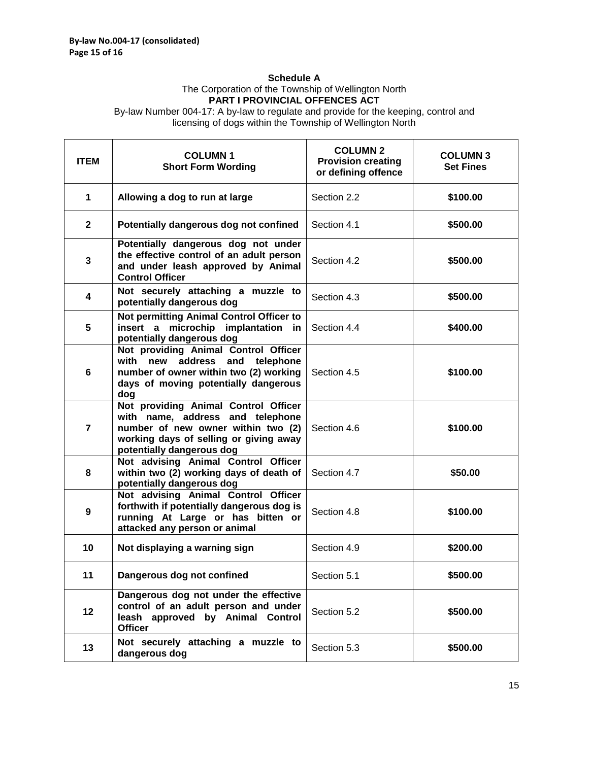**Schedule A**

The Corporation of the Township of Wellington North

**PART I PROVINCIAL OFFENCES ACT**

By-law Number 004-17: A by-law to regulate and provide for the keeping, control and licensing of dogs within the Township of Wellington North

| ITEM | COLUMN 1 Short Form Wording | COLUMN 2 Provision creating or defining offence | COLUMN 3 Set Fines |
|---|---|---|---|
| 1 | **Allowing a dog to run at large** | Section 2.2 | **$100.00** |
| 2 | **Potentially dangerous dog not confined** | Section 4.1 | **$500.00** |
| 3 | **Potentially dangerous dog not under the effective control of an adult person and under leash approved by Animal Control Officer** | Section 4.2 | **$500.00** |
| 4 | **Not securely attaching a muzzle to potentially dangerous dog** | Section 4.3 | **$500.00** |
| 5 | **Not permitting Animal Control Officer to insert a microchip implantation in potentially dangerous dog** | Section 4.4 | **$400.00** |
| 6 | **Not providing Animal Control Officer with new address and telephone number of owner within two (2) working days of moving potentially dangerous dog** | Section 4.5 | **$100.00** |
| 7 | **Not providing Animal Control Officer with name, address and telephone number of new owner within two (2) working days of selling or giving away potentially dangerous dog** | Section 4.6 | **$100.00** |
| 8 | **Not advising Animal Control Officer within two (2) working days of death of potentially dangerous dog** | Section 4.7 | **$50.00** |
| 9 | **Not advising Animal Control Officer forthwith if potentially dangerous dog is running At Large or has bitten or attacked any person or animal** | Section 4.8 | **$100.00** |
| 10 | **Not displaying a warning sign** | Section 4.9 | **$200.00** |
| 11 | **Dangerous dog not confined** | Section 5.1 | **$500.00** |
| 12 | **Dangerous dog not under the effective control of an adult person and under leash approved by Animal Control Officer** | Section 5.2 | **$500.00** |
| 13 | **Not securely attaching a muzzle to dangerous dog** | Section 5.3 | **$500.00** |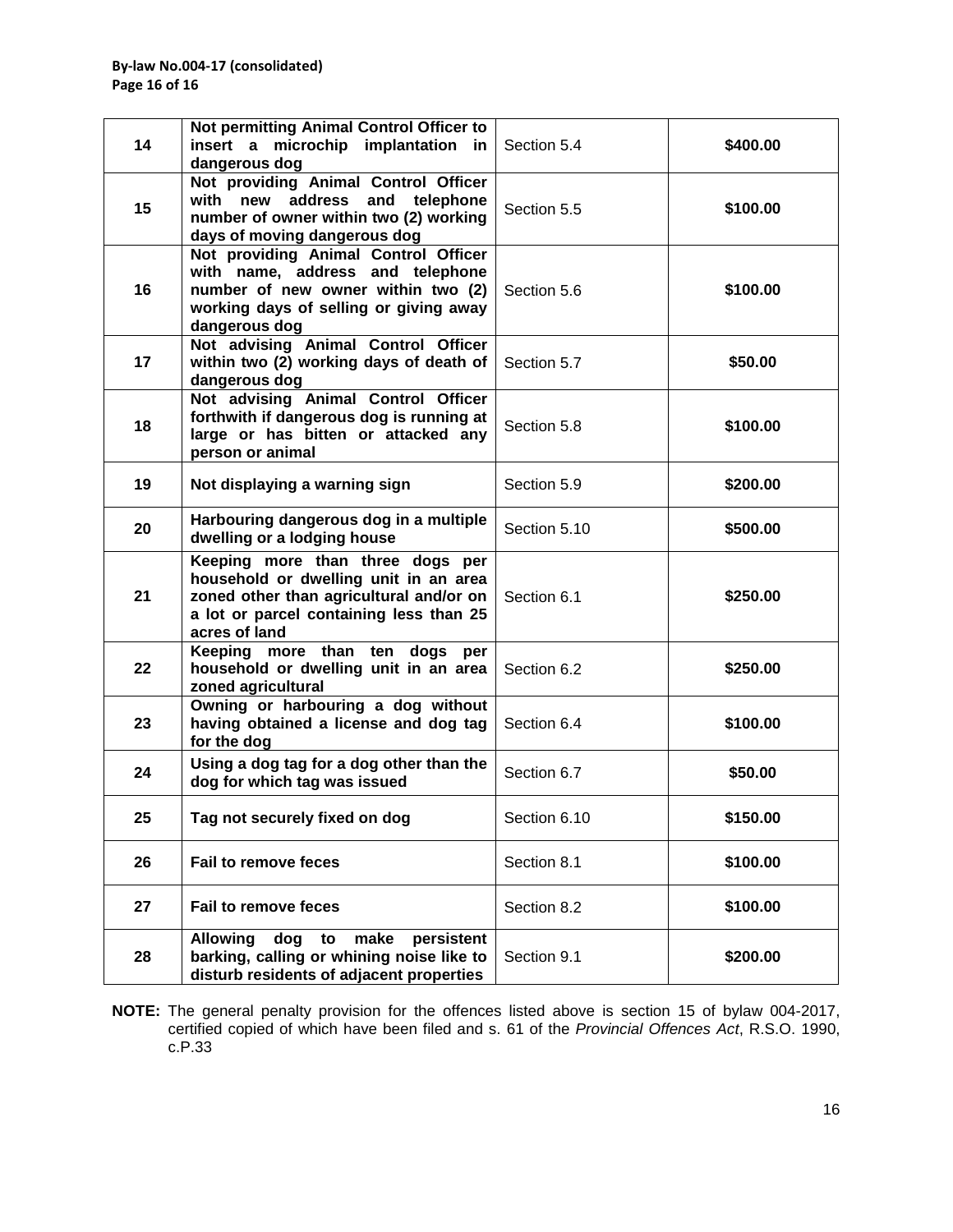| | | | |
|---|---|---|---|
| 14 | **Not permitting Animal Control Officer to insert a microchip implantation in dangerous dog** | Section 5.4 | **$400.00** |
| 15 | **Not providing Animal Control Officer with new address and telephone number of owner within two (2) working days of moving dangerous dog** | Section 5.5 | **$100.00** |
| 16 | **Not providing Animal Control Officer with name, address and telephone number of new owner within two (2) working days of selling or giving away dangerous dog** | Section 5.6 | **$100.00** |
| 17 | **Not advising Animal Control Officer within two (2) working days of death of dangerous dog** | Section 5.7 | **$50.00** |
| 18 | **Not advising Animal Control Officer forthwith if dangerous dog is running at large or has bitten or attacked any person or animal** | Section 5.8 | **$100.00** |
| 19 | **Not displaying a warning sign** | Section 5.9 | **$200.00** |
| 20 | **Harbouring dangerous dog in a multiple dwelling or a lodging house** | Section 5.10 | **$500.00** |
| 21 | **Keeping more than three dogs per household or dwelling unit in an area zoned other than agricultural and/or on a lot or parcel containing less than 25 acres of land** | Section 6.1 | **$250.00** |
| 22 | **Keeping more than ten dogs per household or dwelling unit in an area zoned agricultural** | Section 6.2 | **$250.00** |
| 23 | **Owning or harbouring a dog without having obtained a license and dog tag for the dog** | Section 6.4 | **$100.00** |
| 24 | **Using a dog tag for a dog other than the dog for which tag was issued** | Section 6.7 | **$50.00** |
| 25 | **Tag not securely fixed on dog** | Section 6.10 | **$150.00** |
| 26 | **Fail to remove feces** | Section 8.1 | **$100.00** |
| 27 | **Fail to remove feces** | Section 8.2 | **$100.00** |
| 28 | **Allowing dog to make persistent barking, calling or whining noise like to disturb residents of adjacent properties** | Section 9.1 | **$200.00** |

**NOTE:** The general penalty provision for the offences listed above is section 15 of bylaw 004-2017, certified copied of which have been filed and s. 61 of the *Provincial Offences Act*, R.S.O. 1990, c.P.33